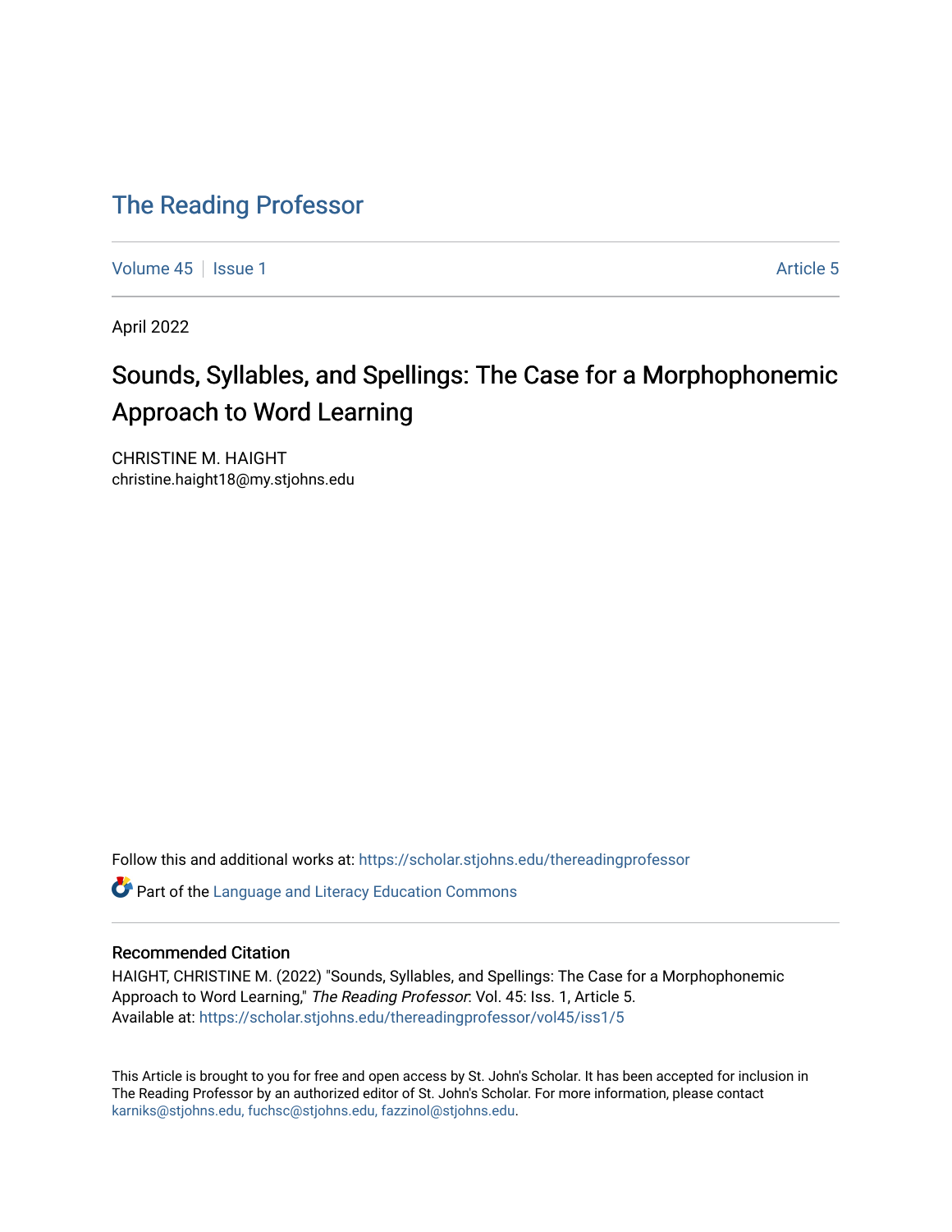# The Reading Professor

Volume 45 | Issue 1 | Article 5

April 2022

## Sounds, Syllables, and Spellings: The Case for a Morphophonemic Approach to Word Learning

CHRISTINE M. HAIGHT
christine.haight18@my.stjohns.edu

Follow this and additional works at: https://scholar.stjohns.edu/thereadingprofessor

Part of the Language and Literacy Education Commons

### Recommended Citation

HAIGHT, CHRISTINE M. (2022) "Sounds, Syllables, and Spellings: The Case for a Morphophonemic Approach to Word Learning," *The Reading Professor*: Vol. 45: Iss. 1, Article 5.
Available at: https://scholar.stjohns.edu/thereadingprofessor/vol45/iss1/5

This Article is brought to you for free and open access by St. John's Scholar. It has been accepted for inclusion in The Reading Professor by an authorized editor of St. John's Scholar. For more information, please contact karniks@stjohns.edu, fuchsc@stjohns.edu, fazzinol@stjohns.edu.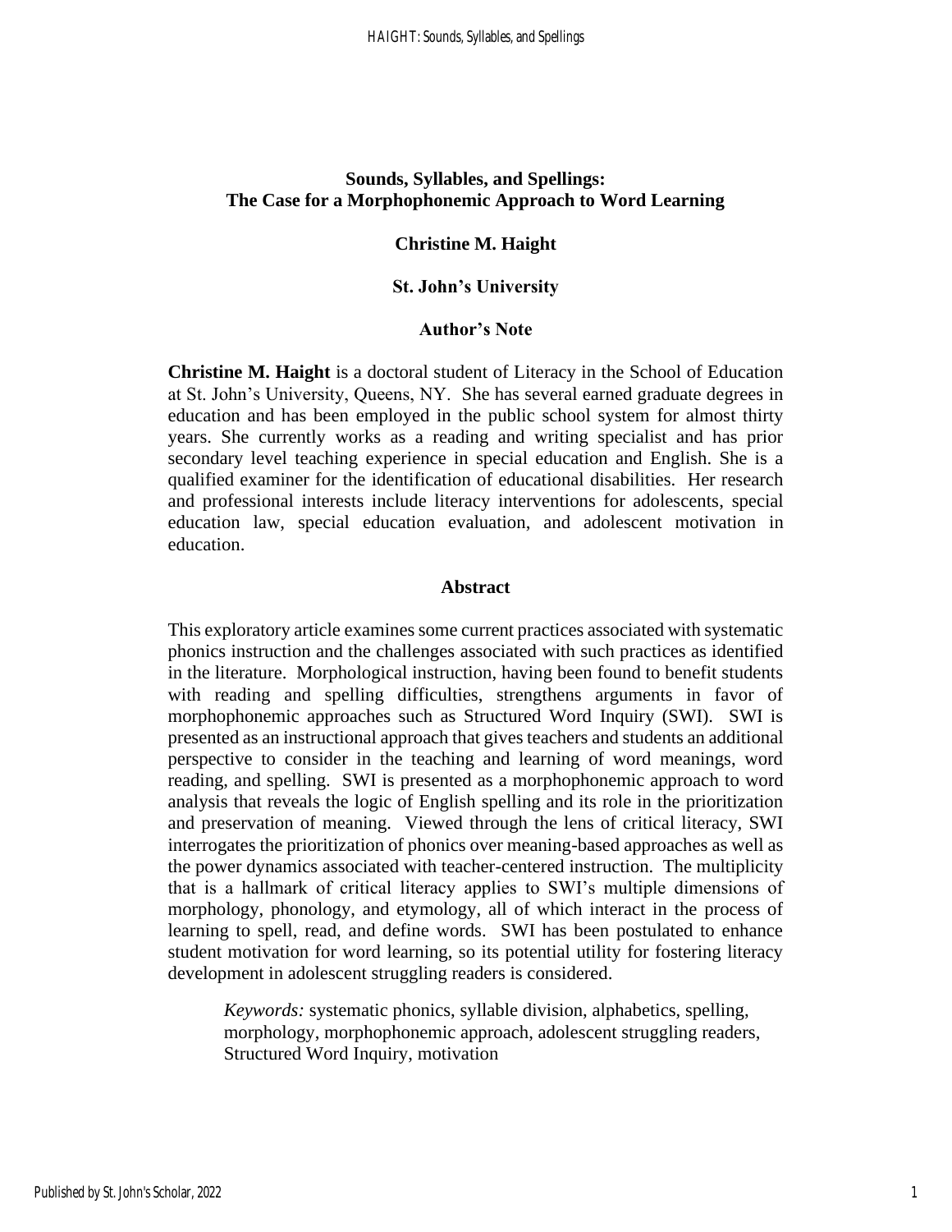# Sounds, Syllables, and Spellings: The Case for a Morphophonemic Approach to Word Learning

**Christine M. Haight**

**St. John's University**

## Author's Note

**Christine M. Haight** is a doctoral student of Literacy in the School of Education at St. John's University, Queens, NY. She has several earned graduate degrees in education and has been employed in the public school system for almost thirty years. She currently works as a reading and writing specialist and has prior secondary level teaching experience in special education and English. She is a qualified examiner for the identification of educational disabilities. Her research and professional interests include literacy interventions for adolescents, special education law, special education evaluation, and adolescent motivation in education.

## Abstract

This exploratory article examines some current practices associated with systematic phonics instruction and the challenges associated with such practices as identified in the literature. Morphological instruction, having been found to benefit students with reading and spelling difficulties, strengthens arguments in favor of morphophonemic approaches such as Structured Word Inquiry (SWI). SWI is presented as an instructional approach that gives teachers and students an additional perspective to consider in the teaching and learning of word meanings, word reading, and spelling. SWI is presented as a morphophonemic approach to word analysis that reveals the logic of English spelling and its role in the prioritization and preservation of meaning. Viewed through the lens of critical literacy, SWI interrogates the prioritization of phonics over meaning-based approaches as well as the power dynamics associated with teacher-centered instruction. The multiplicity that is a hallmark of critical literacy applies to SWI's multiple dimensions of morphology, phonology, and etymology, all of which interact in the process of learning to spell, read, and define words. SWI has been postulated to enhance student motivation for word learning, so its potential utility for fostering literacy development in adolescent struggling readers is considered.

*Keywords:* systematic phonics, syllable division, alphabetics, spelling, morphology, morphophonemic approach, adolescent struggling readers, Structured Word Inquiry, motivation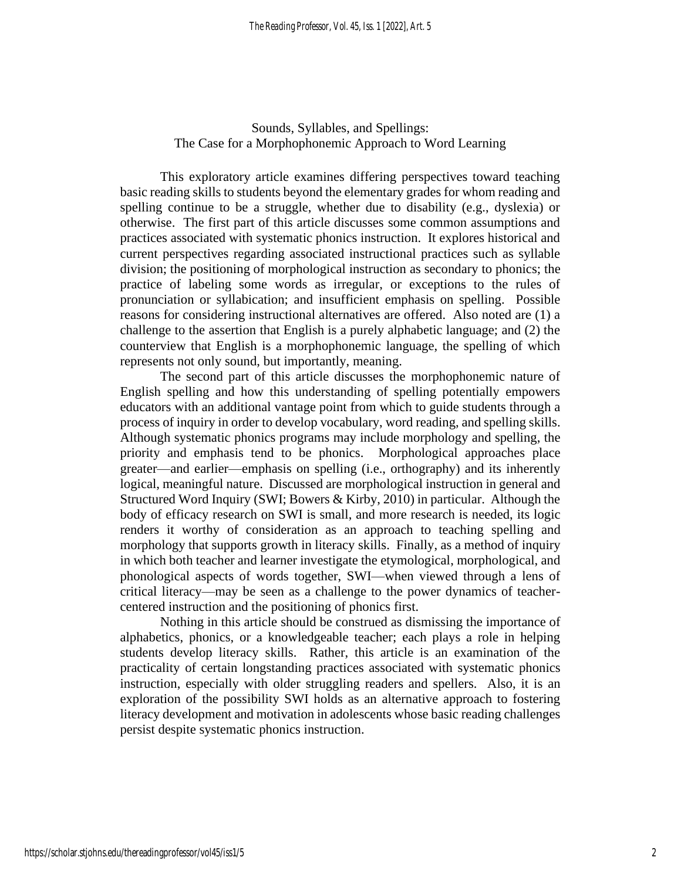## Sounds, Syllables, and Spellings: The Case for a Morphophonemic Approach to Word Learning

This exploratory article examines differing perspectives toward teaching basic reading skills to students beyond the elementary grades for whom reading and spelling continue to be a struggle, whether due to disability (e.g., dyslexia) or otherwise. The first part of this article discusses some common assumptions and practices associated with systematic phonics instruction. It explores historical and current perspectives regarding associated instructional practices such as syllable division; the positioning of morphological instruction as secondary to phonics; the practice of labeling some words as irregular, or exceptions to the rules of pronunciation or syllabication; and insufficient emphasis on spelling. Possible reasons for considering instructional alternatives are offered. Also noted are (1) a challenge to the assertion that English is a purely alphabetic language; and (2) the counterview that English is a morphophonemic language, the spelling of which represents not only sound, but importantly, meaning.

The second part of this article discusses the morphophonemic nature of English spelling and how this understanding of spelling potentially empowers educators with an additional vantage point from which to guide students through a process of inquiry in order to develop vocabulary, word reading, and spelling skills. Although systematic phonics programs may include morphology and spelling, the priority and emphasis tend to be phonics. Morphological approaches place greater—and earlier—emphasis on spelling (i.e., orthography) and its inherently logical, meaningful nature. Discussed are morphological instruction in general and Structured Word Inquiry (SWI; Bowers & Kirby, 2010) in particular. Although the body of efficacy research on SWI is small, and more research is needed, its logic renders it worthy of consideration as an approach to teaching spelling and morphology that supports growth in literacy skills. Finally, as a method of inquiry in which both teacher and learner investigate the etymological, morphological, and phonological aspects of words together, SWI—when viewed through a lens of critical literacy—may be seen as a challenge to the power dynamics of teacher-centered instruction and the positioning of phonics first.

Nothing in this article should be construed as dismissing the importance of alphabetics, phonics, or a knowledgeable teacher; each plays a role in helping students develop literacy skills. Rather, this article is an examination of the practicality of certain longstanding practices associated with systematic phonics instruction, especially with older struggling readers and spellers. Also, it is an exploration of the possibility SWI holds as an alternative approach to fostering literacy development and motivation in adolescents whose basic reading challenges persist despite systematic phonics instruction.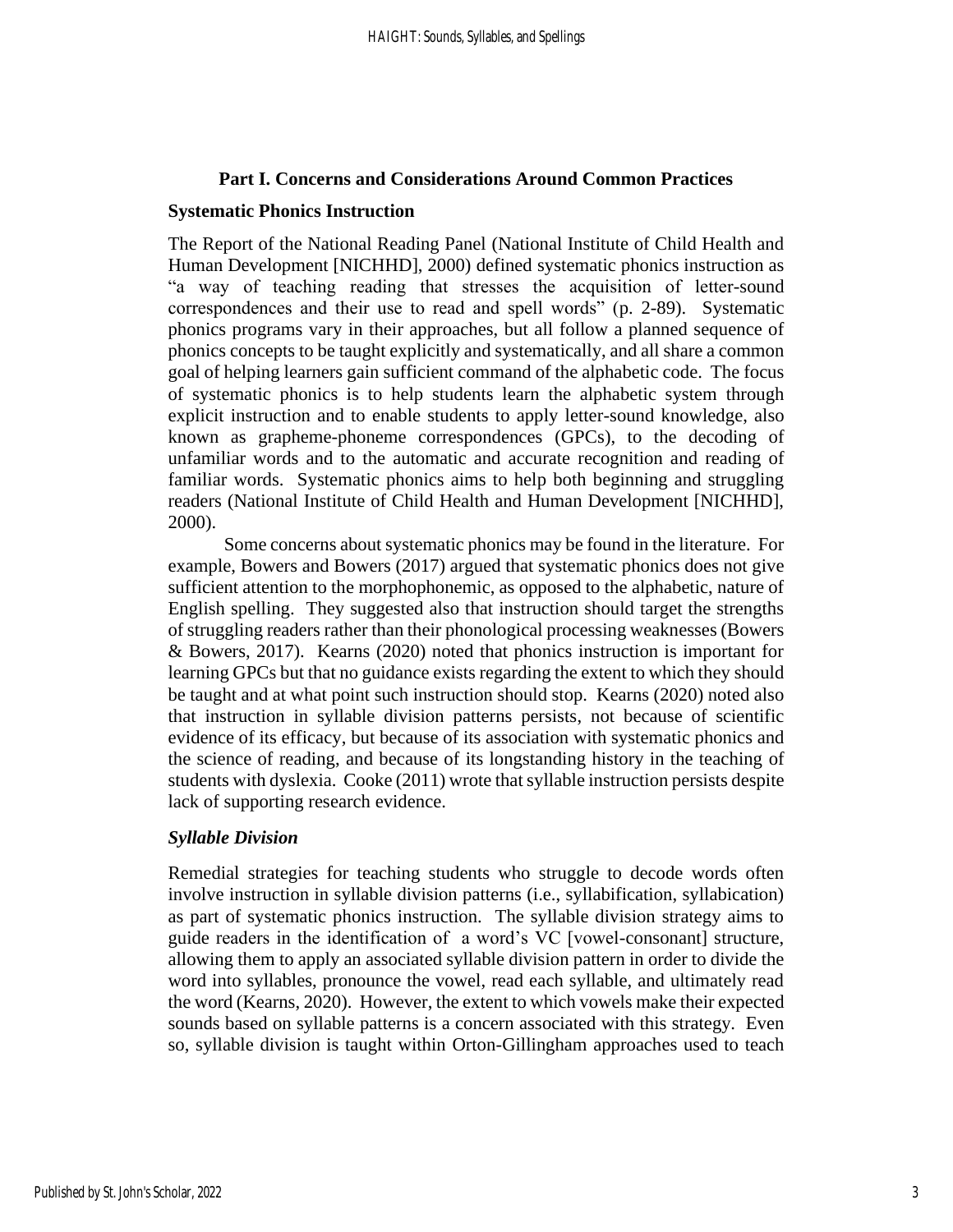## Part I. Concerns and Considerations Around Common Practices

### Systematic Phonics Instruction

The Report of the National Reading Panel (National Institute of Child Health and Human Development [NICHHD], 2000) defined systematic phonics instruction as "a way of teaching reading that stresses the acquisition of letter-sound correspondences and their use to read and spell words" (p. 2-89). Systematic phonics programs vary in their approaches, but all follow a planned sequence of phonics concepts to be taught explicitly and systematically, and all share a common goal of helping learners gain sufficient command of the alphabetic code. The focus of systematic phonics is to help students learn the alphabetic system through explicit instruction and to enable students to apply letter-sound knowledge, also known as grapheme-phoneme correspondences (GPCs), to the decoding of unfamiliar words and to the automatic and accurate recognition and reading of familiar words. Systematic phonics aims to help both beginning and struggling readers (National Institute of Child Health and Human Development [NICHHD], 2000).

Some concerns about systematic phonics may be found in the literature. For example, Bowers and Bowers (2017) argued that systematic phonics does not give sufficient attention to the morphophonemic, as opposed to the alphabetic, nature of English spelling. They suggested also that instruction should target the strengths of struggling readers rather than their phonological processing weaknesses (Bowers & Bowers, 2017). Kearns (2020) noted that phonics instruction is important for learning GPCs but that no guidance exists regarding the extent to which they should be taught and at what point such instruction should stop. Kearns (2020) noted also that instruction in syllable division patterns persists, not because of scientific evidence of its efficacy, but because of its association with systematic phonics and the science of reading, and because of its longstanding history in the teaching of students with dyslexia. Cooke (2011) wrote that syllable instruction persists despite lack of supporting research evidence.

#### *Syllable Division*

Remedial strategies for teaching students who struggle to decode words often involve instruction in syllable division patterns (i.e., syllabification, syllabication) as part of systematic phonics instruction. The syllable division strategy aims to guide readers in the identification of a word's VC [vowel-consonant] structure, allowing them to apply an associated syllable division pattern in order to divide the word into syllables, pronounce the vowel, read each syllable, and ultimately read the word (Kearns, 2020). However, the extent to which vowels make their expected sounds based on syllable patterns is a concern associated with this strategy. Even so, syllable division is taught within Orton-Gillingham approaches used to teach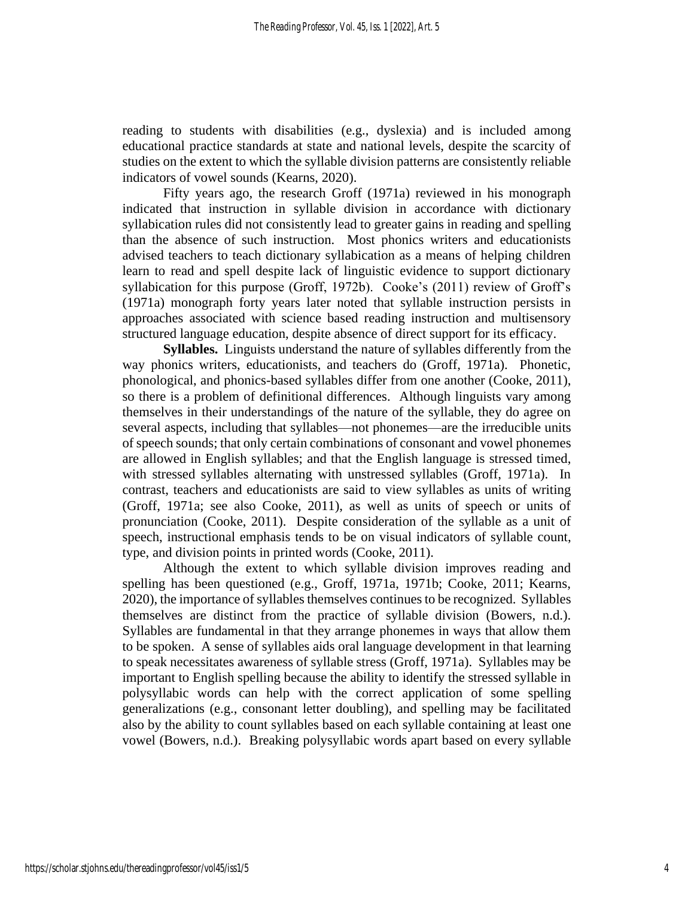reading to students with disabilities (e.g., dyslexia) and is included among educational practice standards at state and national levels, despite the scarcity of studies on the extent to which the syllable division patterns are consistently reliable indicators of vowel sounds (Kearns, 2020).

Fifty years ago, the research Groff (1971a) reviewed in his monograph indicated that instruction in syllable division in accordance with dictionary syllabication rules did not consistently lead to greater gains in reading and spelling than the absence of such instruction. Most phonics writers and educationists advised teachers to teach dictionary syllabication as a means of helping children learn to read and spell despite lack of linguistic evidence to support dictionary syllabication for this purpose (Groff, 1972b). Cooke's (2011) review of Groff's (1971a) monograph forty years later noted that syllable instruction persists in approaches associated with science based reading instruction and multisensory structured language education, despite absence of direct support for its efficacy.

**Syllables.** Linguists understand the nature of syllables differently from the way phonics writers, educationists, and teachers do (Groff, 1971a). Phonetic, phonological, and phonics-based syllables differ from one another (Cooke, 2011), so there is a problem of definitional differences. Although linguists vary among themselves in their understandings of the nature of the syllable, they do agree on several aspects, including that syllables—not phonemes—are the irreducible units of speech sounds; that only certain combinations of consonant and vowel phonemes are allowed in English syllables; and that the English language is stressed timed, with stressed syllables alternating with unstressed syllables (Groff, 1971a). In contrast, teachers and educationists are said to view syllables as units of writing (Groff, 1971a; see also Cooke, 2011), as well as units of speech or units of pronunciation (Cooke, 2011). Despite consideration of the syllable as a unit of speech, instructional emphasis tends to be on visual indicators of syllable count, type, and division points in printed words (Cooke, 2011).

Although the extent to which syllable division improves reading and spelling has been questioned (e.g., Groff, 1971a, 1971b; Cooke, 2011; Kearns, 2020), the importance of syllables themselves continues to be recognized. Syllables themselves are distinct from the practice of syllable division (Bowers, n.d.). Syllables are fundamental in that they arrange phonemes in ways that allow them to be spoken. A sense of syllables aids oral language development in that learning to speak necessitates awareness of syllable stress (Groff, 1971a). Syllables may be important to English spelling because the ability to identify the stressed syllable in polysyllabic words can help with the correct application of some spelling generalizations (e.g., consonant letter doubling), and spelling may be facilitated also by the ability to count syllables based on each syllable containing at least one vowel (Bowers, n.d.). Breaking polysyllabic words apart based on every syllable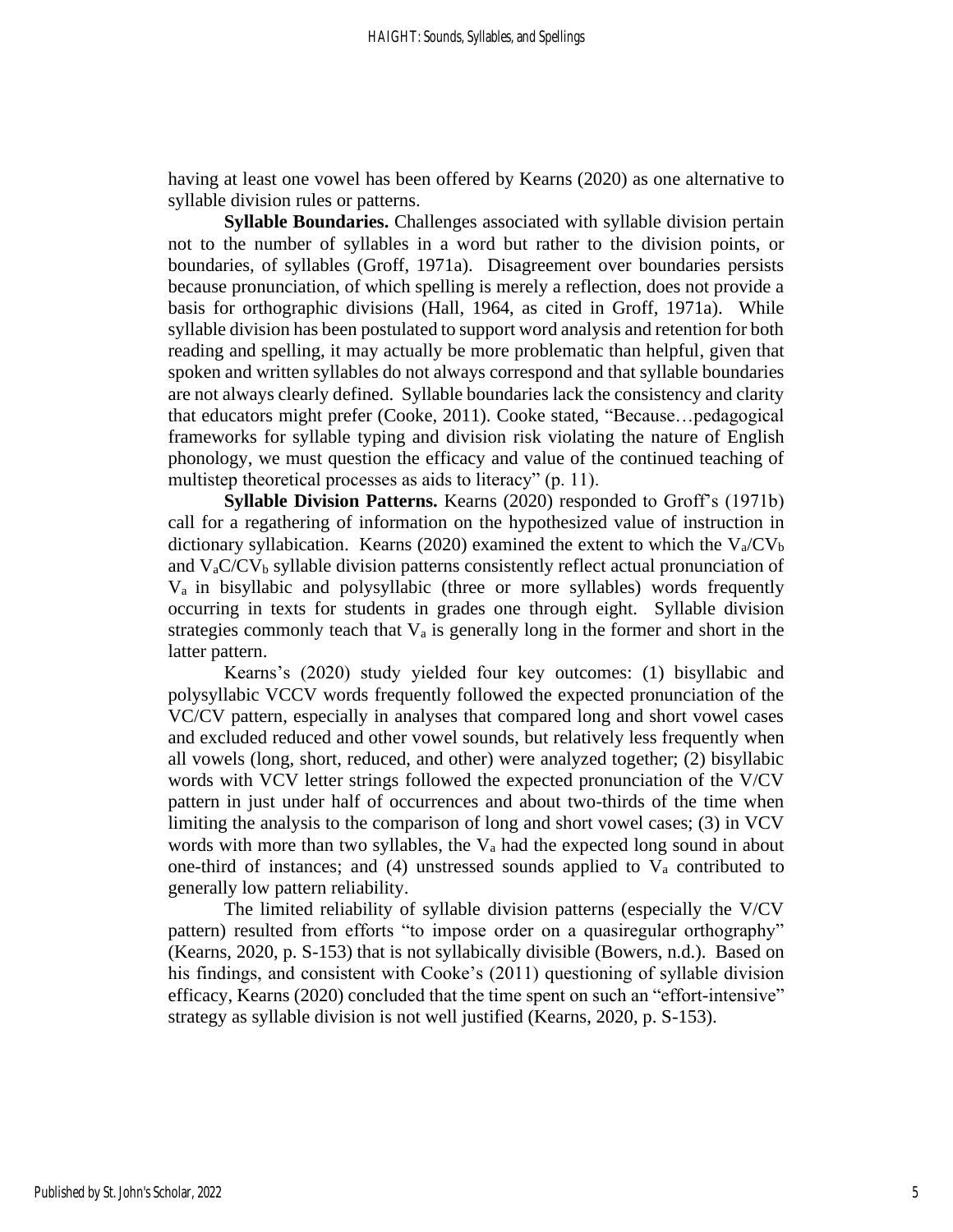having at least one vowel has been offered by Kearns (2020) as one alternative to syllable division rules or patterns.

**Syllable Boundaries.** Challenges associated with syllable division pertain not to the number of syllables in a word but rather to the division points, or boundaries, of syllables (Groff, 1971a). Disagreement over boundaries persists because pronunciation, of which spelling is merely a reflection, does not provide a basis for orthographic divisions (Hall, 1964, as cited in Groff, 1971a). While syllable division has been postulated to support word analysis and retention for both reading and spelling, it may actually be more problematic than helpful, given that spoken and written syllables do not always correspond and that syllable boundaries are not always clearly defined. Syllable boundaries lack the consistency and clarity that educators might prefer (Cooke, 2011). Cooke stated, "Because…pedagogical frameworks for syllable typing and division risk violating the nature of English phonology, we must question the efficacy and value of the continued teaching of multistep theoretical processes as aids to literacy" (p. 11).

**Syllable Division Patterns.** Kearns (2020) responded to Groff's (1971b) call for a regathering of information on the hypothesized value of instruction in dictionary syllabication. Kearns (2020) examined the extent to which the $V_a/CV_b$ and $V_aC/CV_b$ syllable division patterns consistently reflect actual pronunciation of $V_a$ in bisyllabic and polysyllabic (three or more syllables) words frequently occurring in texts for students in grades one through eight. Syllable division strategies commonly teach that $V_a$ is generally long in the former and short in the latter pattern.

Kearns's (2020) study yielded four key outcomes: (1) bisyllabic and polysyllabic VCCV words frequently followed the expected pronunciation of the VC/CV pattern, especially in analyses that compared long and short vowel cases and excluded reduced and other vowel sounds, but relatively less frequently when all vowels (long, short, reduced, and other) were analyzed together; (2) bisyllabic words with VCV letter strings followed the expected pronunciation of the V/CV pattern in just under half of occurrences and about two-thirds of the time when limiting the analysis to the comparison of long and short vowel cases; (3) in VCV words with more than two syllables, the $V_a$ had the expected long sound in about one-third of instances; and (4) unstressed sounds applied to $V_a$ contributed to generally low pattern reliability.

The limited reliability of syllable division patterns (especially the V/CV pattern) resulted from efforts "to impose order on a quasiregular orthography" (Kearns, 2020, p. S-153) that is not syllabically divisible (Bowers, n.d.). Based on his findings, and consistent with Cooke's (2011) questioning of syllable division efficacy, Kearns (2020) concluded that the time spent on such an "effort-intensive" strategy as syllable division is not well justified (Kearns, 2020, p. S-153).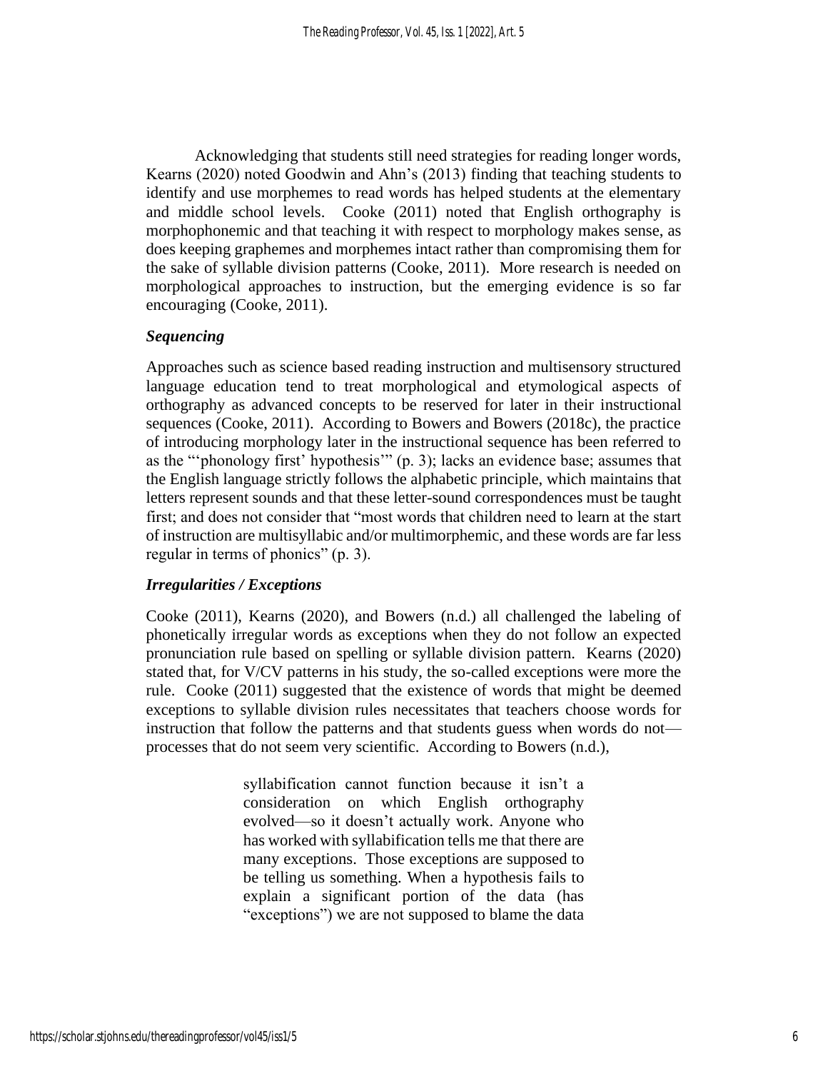Acknowledging that students still need strategies for reading longer words, Kearns (2020) noted Goodwin and Ahn's (2013) finding that teaching students to identify and use morphemes to read words has helped students at the elementary and middle school levels. Cooke (2011) noted that English orthography is morphophonemic and that teaching it with respect to morphology makes sense, as does keeping graphemes and morphemes intact rather than compromising them for the sake of syllable division patterns (Cooke, 2011). More research is needed on morphological approaches to instruction, but the emerging evidence is so far encouraging (Cooke, 2011).

### *Sequencing*

Approaches such as science based reading instruction and multisensory structured language education tend to treat morphological and etymological aspects of orthography as advanced concepts to be reserved for later in their instructional sequences (Cooke, 2011). According to Bowers and Bowers (2018c), the practice of introducing morphology later in the instructional sequence has been referred to as the "'phonology first' hypothesis'" (p. 3); lacks an evidence base; assumes that the English language strictly follows the alphabetic principle, which maintains that letters represent sounds and that these letter-sound correspondences must be taught first; and does not consider that "most words that children need to learn at the start of instruction are multisyllabic and/or multimorphemic, and these words are far less regular in terms of phonics" (p. 3).

### *Irregularities / Exceptions*

Cooke (2011), Kearns (2020), and Bowers (n.d.) all challenged the labeling of phonetically irregular words as exceptions when they do not follow an expected pronunciation rule based on spelling or syllable division pattern. Kearns (2020) stated that, for V/CV patterns in his study, the so-called exceptions were more the rule. Cooke (2011) suggested that the existence of words that might be deemed exceptions to syllable division rules necessitates that teachers choose words for instruction that follow the patterns and that students guess when words do not—processes that do not seem very scientific. According to Bowers (n.d.),

> syllabification cannot function because it isn't a consideration on which English orthography evolved—so it doesn't actually work. Anyone who has worked with syllabification tells me that there are many exceptions. Those exceptions are supposed to be telling us something. When a hypothesis fails to explain a significant portion of the data (has "exceptions") we are not supposed to blame the data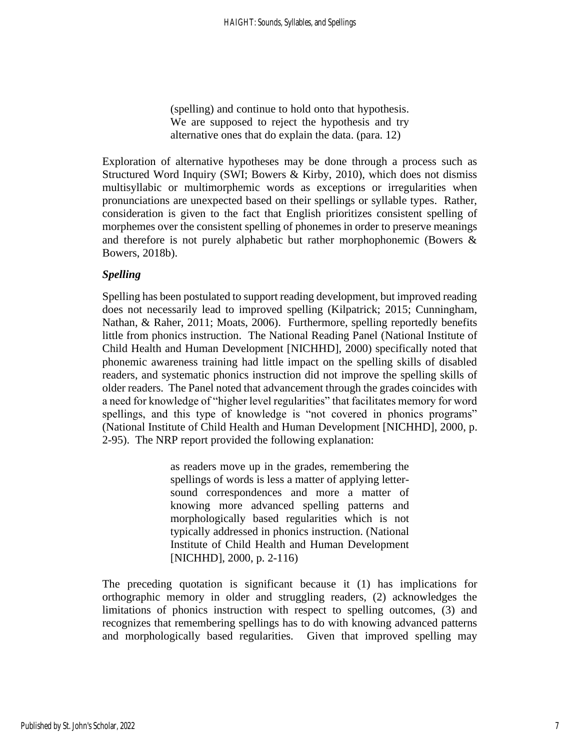> (spelling) and continue to hold onto that hypothesis. We are supposed to reject the hypothesis and try alternative ones that do explain the data. (para. 12)

Exploration of alternative hypotheses may be done through a process such as Structured Word Inquiry (SWI; Bowers & Kirby, 2010), which does not dismiss multisyllabic or multimorphemic words as exceptions or irregularities when pronunciations are unexpected based on their spellings or syllable types. Rather, consideration is given to the fact that English prioritizes consistent spelling of morphemes over the consistent spelling of phonemes in order to preserve meanings and therefore is not purely alphabetic but rather morphophonemic (Bowers & Bowers, 2018b).

### *Spelling*

Spelling has been postulated to support reading development, but improved reading does not necessarily lead to improved spelling (Kilpatrick; 2015; Cunningham, Nathan, & Raher, 2011; Moats, 2006). Furthermore, spelling reportedly benefits little from phonics instruction. The National Reading Panel (National Institute of Child Health and Human Development [NICHHD], 2000) specifically noted that phonemic awareness training had little impact on the spelling skills of disabled readers, and systematic phonics instruction did not improve the spelling skills of older readers. The Panel noted that advancement through the grades coincides with a need for knowledge of "higher level regularities" that facilitates memory for word spellings, and this type of knowledge is "not covered in phonics programs" (National Institute of Child Health and Human Development [NICHHD], 2000, p. 2-95). The NRP report provided the following explanation:

> as readers move up in the grades, remembering the spellings of words is less a matter of applying letter-sound correspondences and more a matter of knowing more advanced spelling patterns and morphologically based regularities which is not typically addressed in phonics instruction. (National Institute of Child Health and Human Development [NICHHD], 2000, p. 2-116)

The preceding quotation is significant because it (1) has implications for orthographic memory in older and struggling readers, (2) acknowledges the limitations of phonics instruction with respect to spelling outcomes, (3) and recognizes that remembering spellings has to do with knowing advanced patterns and morphologically based regularities. Given that improved spelling may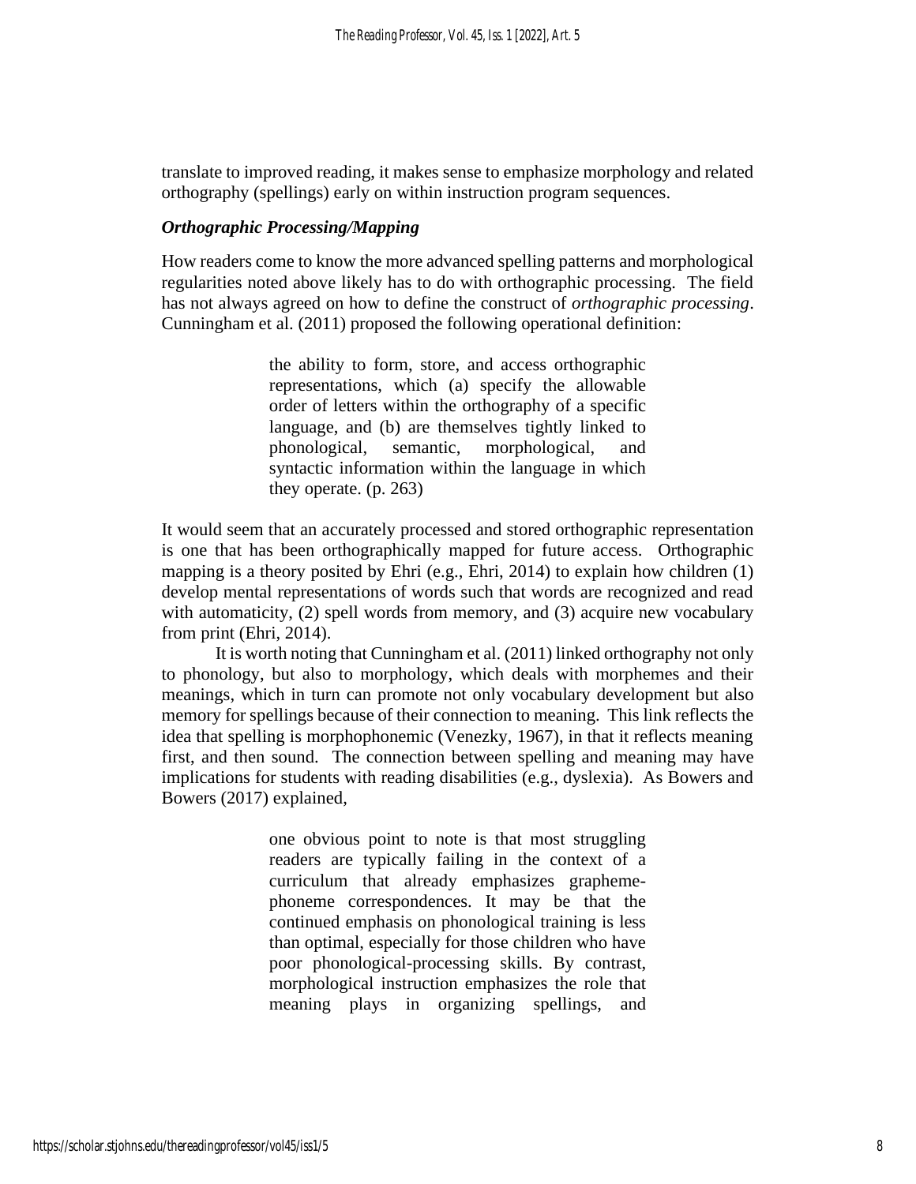translate to improved reading, it makes sense to emphasize morphology and related orthography (spellings) early on within instruction program sequences.

### *Orthographic Processing/Mapping*

How readers come to know the more advanced spelling patterns and morphological regularities noted above likely has to do with orthographic processing. The field has not always agreed on how to define the construct of *orthographic processing*. Cunningham et al. (2011) proposed the following operational definition:

> the ability to form, store, and access orthographic representations, which (a) specify the allowable order of letters within the orthography of a specific language, and (b) are themselves tightly linked to phonological, semantic, morphological, and syntactic information within the language in which they operate. (p. 263)

It would seem that an accurately processed and stored orthographic representation is one that has been orthographically mapped for future access. Orthographic mapping is a theory posited by Ehri (e.g., Ehri, 2014) to explain how children (1) develop mental representations of words such that words are recognized and read with automaticity, (2) spell words from memory, and (3) acquire new vocabulary from print (Ehri, 2014).

It is worth noting that Cunningham et al. (2011) linked orthography not only to phonology, but also to morphology, which deals with morphemes and their meanings, which in turn can promote not only vocabulary development but also memory for spellings because of their connection to meaning. This link reflects the idea that spelling is morphophonemic (Venezky, 1967), in that it reflects meaning first, and then sound. The connection between spelling and meaning may have implications for students with reading disabilities (e.g., dyslexia). As Bowers and Bowers (2017) explained,

> one obvious point to note is that most struggling readers are typically failing in the context of a curriculum that already emphasizes grapheme-phoneme correspondences. It may be that the continued emphasis on phonological training is less than optimal, especially for those children who have poor phonological-processing skills. By contrast, morphological instruction emphasizes the role that meaning plays in organizing spellings, and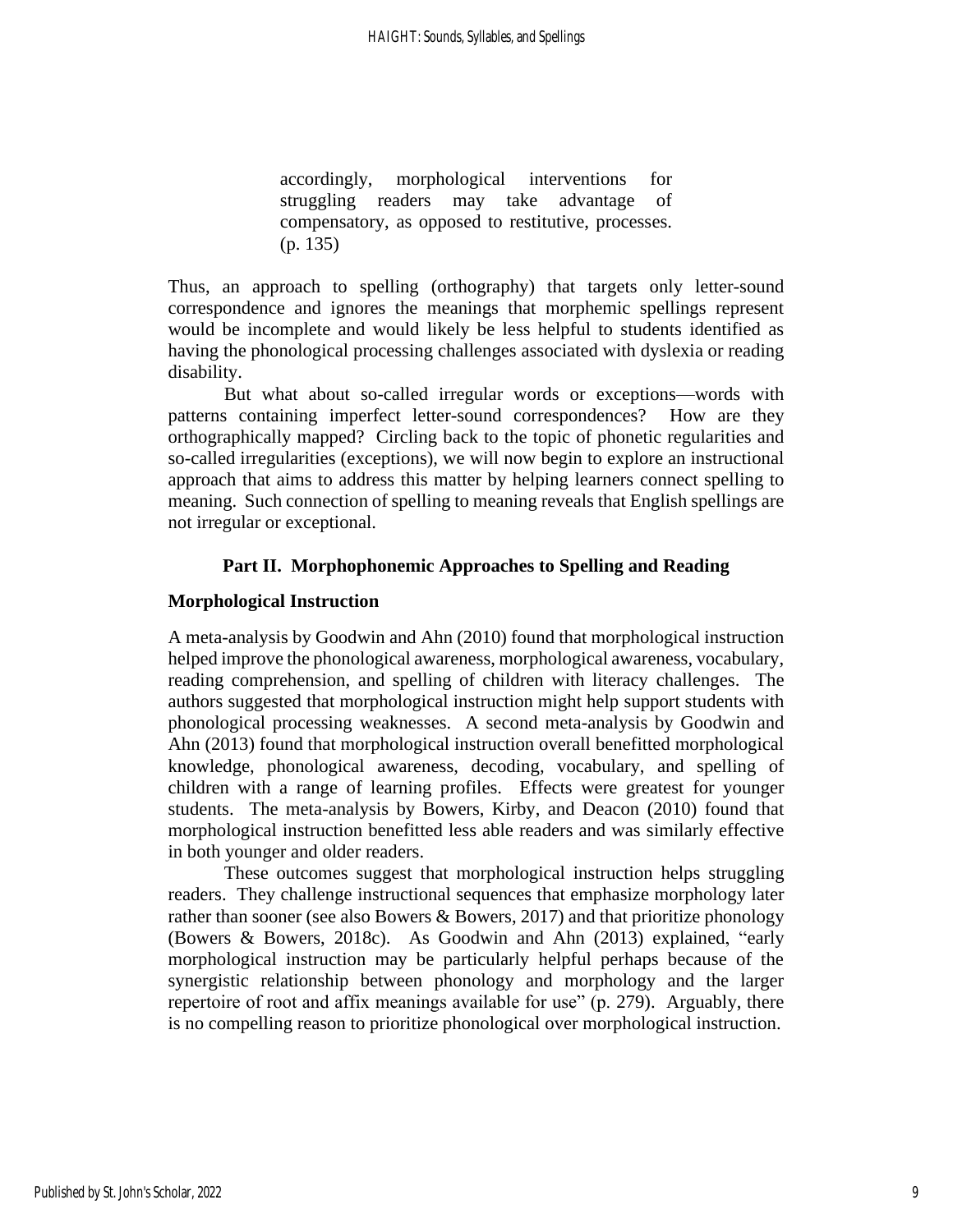> accordingly, morphological interventions for struggling readers may take advantage of compensatory, as opposed to restitutive, processes. (p. 135)

Thus, an approach to spelling (orthography) that targets only letter-sound correspondence and ignores the meanings that morphemic spellings represent would be incomplete and would likely be less helpful to students identified as having the phonological processing challenges associated with dyslexia or reading disability.

But what about so-called irregular words or exceptions—words with patterns containing imperfect letter-sound correspondences? How are they orthographically mapped? Circling back to the topic of phonetic regularities and so-called irregularities (exceptions), we will now begin to explore an instructional approach that aims to address this matter by helping learners connect spelling to meaning. Such connection of spelling to meaning reveals that English spellings are not irregular or exceptional.

## Part II. Morphophonemic Approaches to Spelling and Reading

### Morphological Instruction

A meta-analysis by Goodwin and Ahn (2010) found that morphological instruction helped improve the phonological awareness, morphological awareness, vocabulary, reading comprehension, and spelling of children with literacy challenges. The authors suggested that morphological instruction might help support students with phonological processing weaknesses. A second meta-analysis by Goodwin and Ahn (2013) found that morphological instruction overall benefitted morphological knowledge, phonological awareness, decoding, vocabulary, and spelling of children with a range of learning profiles. Effects were greatest for younger students. The meta-analysis by Bowers, Kirby, and Deacon (2010) found that morphological instruction benefitted less able readers and was similarly effective in both younger and older readers.

These outcomes suggest that morphological instruction helps struggling readers. They challenge instructional sequences that emphasize morphology later rather than sooner (see also Bowers & Bowers, 2017) and that prioritize phonology (Bowers & Bowers, 2018c). As Goodwin and Ahn (2013) explained, "early morphological instruction may be particularly helpful perhaps because of the synergistic relationship between phonology and morphology and the larger repertoire of root and affix meanings available for use" (p. 279). Arguably, there is no compelling reason to prioritize phonological over morphological instruction.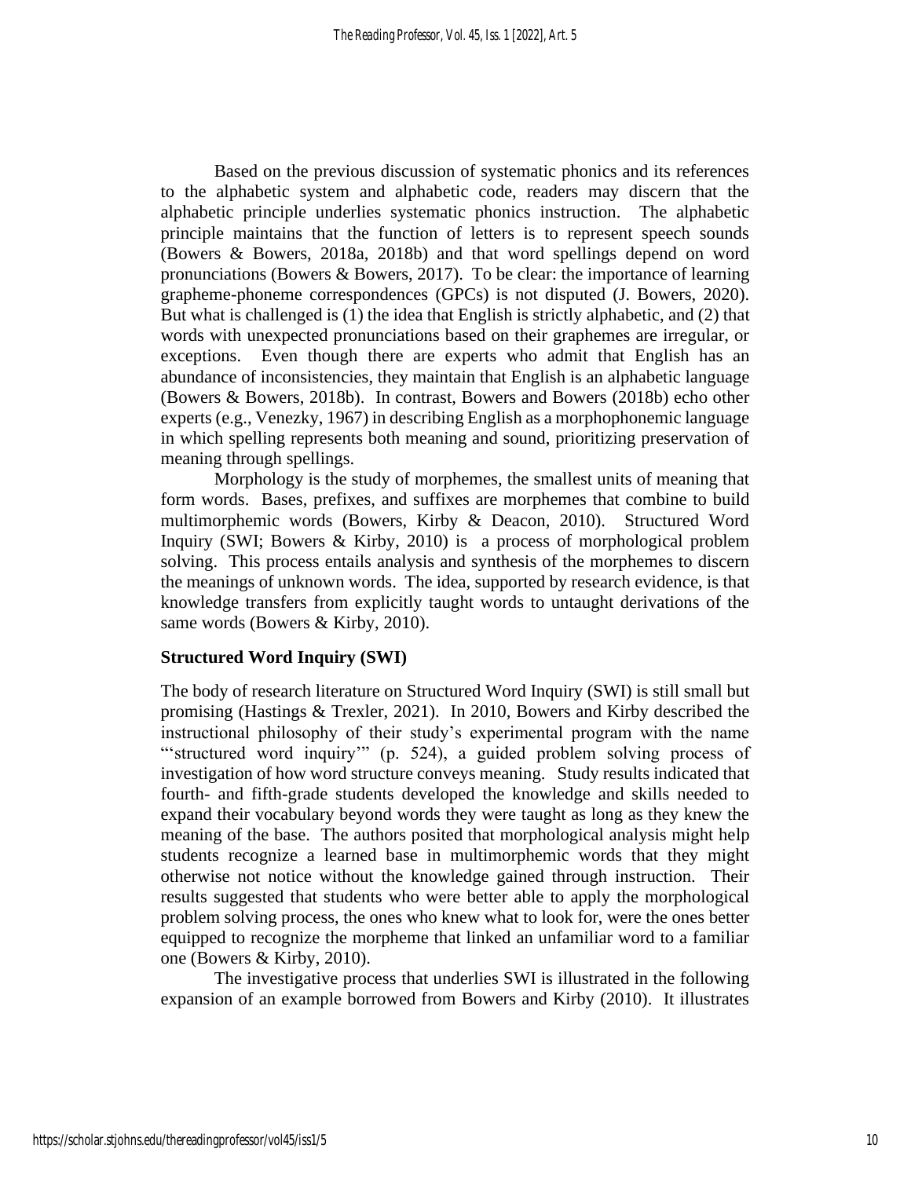Based on the previous discussion of systematic phonics and its references to the alphabetic system and alphabetic code, readers may discern that the alphabetic principle underlies systematic phonics instruction. The alphabetic principle maintains that the function of letters is to represent speech sounds (Bowers & Bowers, 2018a, 2018b) and that word spellings depend on word pronunciations (Bowers & Bowers, 2017). To be clear: the importance of learning grapheme-phoneme correspondences (GPCs) is not disputed (J. Bowers, 2020). But what is challenged is (1) the idea that English is strictly alphabetic, and (2) that words with unexpected pronunciations based on their graphemes are irregular, or exceptions. Even though there are experts who admit that English has an abundance of inconsistencies, they maintain that English is an alphabetic language (Bowers & Bowers, 2018b). In contrast, Bowers and Bowers (2018b) echo other experts (e.g., Venezky, 1967) in describing English as a morphophonemic language in which spelling represents both meaning and sound, prioritizing preservation of meaning through spellings.

Morphology is the study of morphemes, the smallest units of meaning that form words. Bases, prefixes, and suffixes are morphemes that combine to build multimorphemic words (Bowers, Kirby & Deacon, 2010). Structured Word Inquiry (SWI; Bowers & Kirby, 2010) is a process of morphological problem solving. This process entails analysis and synthesis of the morphemes to discern the meanings of unknown words. The idea, supported by research evidence, is that knowledge transfers from explicitly taught words to untaught derivations of the same words (Bowers & Kirby, 2010).

**Structured Word Inquiry (SWI)**

The body of research literature on Structured Word Inquiry (SWI) is still small but promising (Hastings & Trexler, 2021). In 2010, Bowers and Kirby described the instructional philosophy of their study's experimental program with the name "'structured word inquiry'" (p. 524), a guided problem solving process of investigation of how word structure conveys meaning. Study results indicated that fourth- and fifth-grade students developed the knowledge and skills needed to expand their vocabulary beyond words they were taught as long as they knew the meaning of the base. The authors posited that morphological analysis might help students recognize a learned base in multimorphemic words that they might otherwise not notice without the knowledge gained through instruction. Their results suggested that students who were better able to apply the morphological problem solving process, the ones who knew what to look for, were the ones better equipped to recognize the morpheme that linked an unfamiliar word to a familiar one (Bowers & Kirby, 2010).

The investigative process that underlies SWI is illustrated in the following expansion of an example borrowed from Bowers and Kirby (2010). It illustrates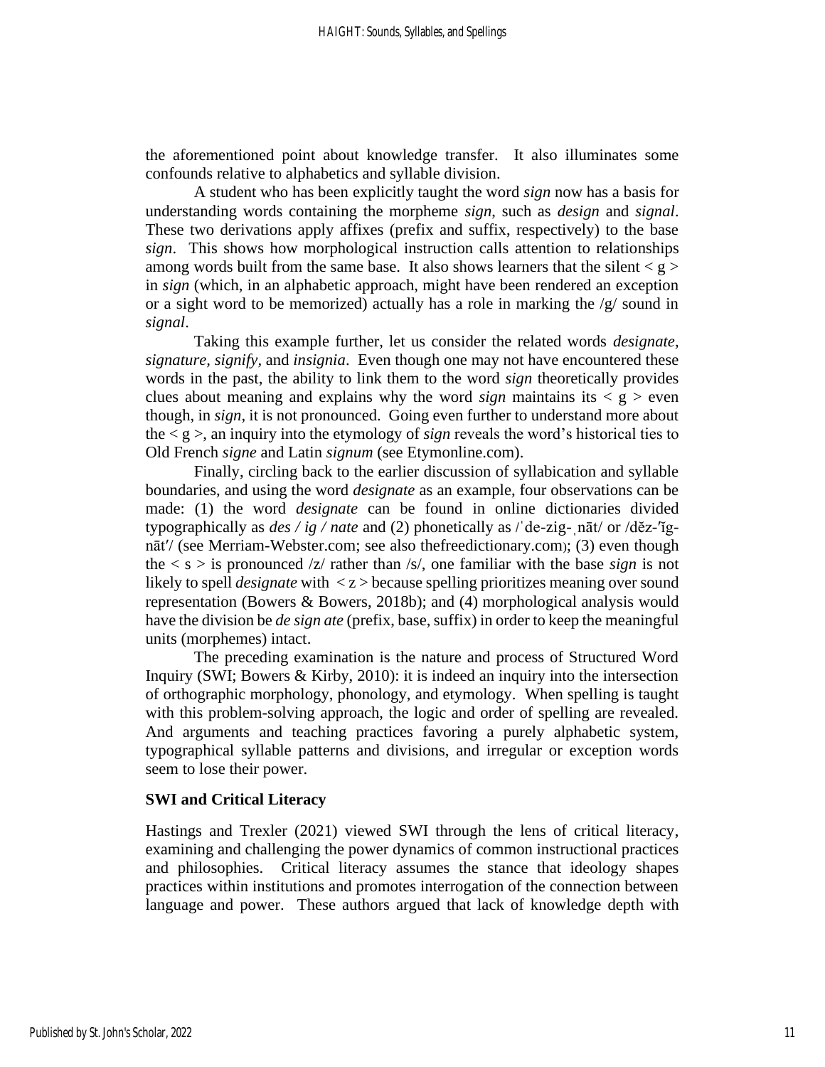the aforementioned point about knowledge transfer. It also illuminates some confounds relative to alphabetics and syllable division.

A student who has been explicitly taught the word *sign* now has a basis for understanding words containing the morpheme *sign*, such as *design* and *signal*. These two derivations apply affixes (prefix and suffix, respectively) to the base *sign*. This shows how morphological instruction calls attention to relationships among words built from the same base. It also shows learners that the silent < g > in *sign* (which, in an alphabetic approach, might have been rendered an exception or a sight word to be memorized) actually has a role in marking the /g/ sound in *signal*.

Taking this example further, let us consider the related words *designate, signature, signify,* and *insignia*. Even though one may not have encountered these words in the past, the ability to link them to the word *sign* theoretically provides clues about meaning and explains why the word *sign* maintains its < g > even though, in *sign*, it is not pronounced. Going even further to understand more about the < g >, an inquiry into the etymology of *sign* reveals the word's historical ties to Old French *signe* and Latin *signum* (see Etymonline.com).

Finally, circling back to the earlier discussion of syllabication and syllable boundaries, and using the word *designate* as an example, four observations can be made: (1) the word *designate* can be found in online dictionaries divided typographically as *des / ig / nate* and (2) phonetically as /ˈde-zig-ˌnāt/ or /dĕz-ĭg-nāt′/ (see Merriam-Webster.com; see also thefreedictionary.com); (3) even though the < s > is pronounced /z/ rather than /s/, one familiar with the base *sign* is not likely to spell *designate* with < z > because spelling prioritizes meaning over sound representation (Bowers & Bowers, 2018b); and (4) morphological analysis would have the division be *de sign ate* (prefix, base, suffix) in order to keep the meaningful units (morphemes) intact.

The preceding examination is the nature and process of Structured Word Inquiry (SWI; Bowers & Kirby, 2010): it is indeed an inquiry into the intersection of orthographic morphology, phonology, and etymology. When spelling is taught with this problem-solving approach, the logic and order of spelling are revealed. And arguments and teaching practices favoring a purely alphabetic system, typographical syllable patterns and divisions, and irregular or exception words seem to lose their power.

### SWI and Critical Literacy

Hastings and Trexler (2021) viewed SWI through the lens of critical literacy, examining and challenging the power dynamics of common instructional practices and philosophies. Critical literacy assumes the stance that ideology shapes practices within institutions and promotes interrogation of the connection between language and power. These authors argued that lack of knowledge depth with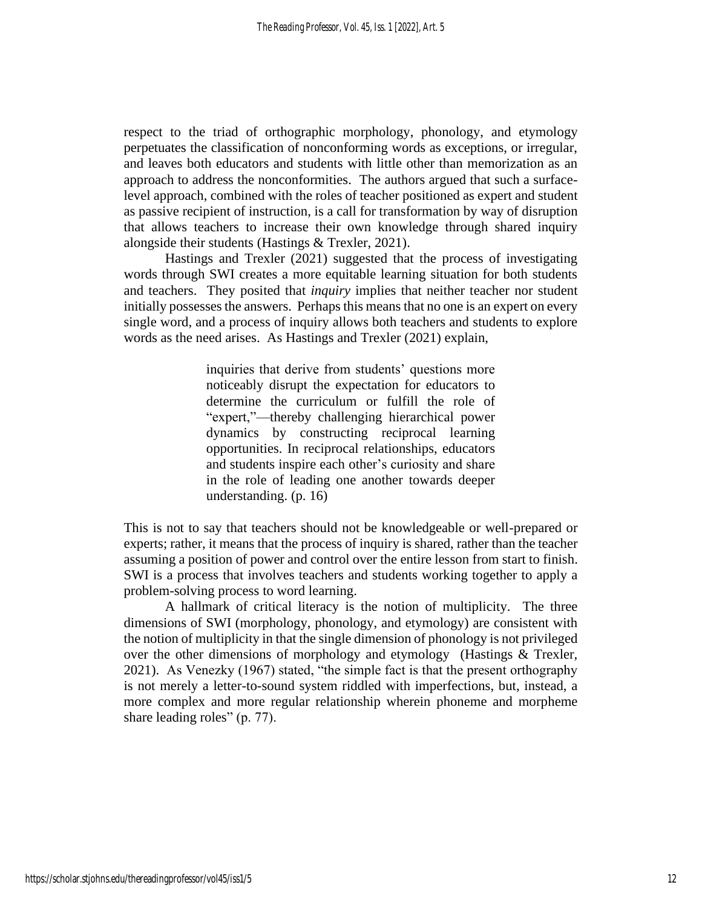respect to the triad of orthographic morphology, phonology, and etymology perpetuates the classification of nonconforming words as exceptions, or irregular, and leaves both educators and students with little other than memorization as an approach to address the nonconformities. The authors argued that such a surface-level approach, combined with the roles of teacher positioned as expert and student as passive recipient of instruction, is a call for transformation by way of disruption that allows teachers to increase their own knowledge through shared inquiry alongside their students (Hastings & Trexler, 2021).

Hastings and Trexler (2021) suggested that the process of investigating words through SWI creates a more equitable learning situation for both students and teachers. They posited that *inquiry* implies that neither teacher nor student initially possesses the answers. Perhaps this means that no one is an expert on every single word, and a process of inquiry allows both teachers and students to explore words as the need arises. As Hastings and Trexler (2021) explain,

> inquiries that derive from students' questions more noticeably disrupt the expectation for educators to determine the curriculum or fulfill the role of "expert,"—thereby challenging hierarchical power dynamics by constructing reciprocal learning opportunities. In reciprocal relationships, educators and students inspire each other's curiosity and share in the role of leading one another towards deeper understanding. (p. 16)

This is not to say that teachers should not be knowledgeable or well-prepared or experts; rather, it means that the process of inquiry is shared, rather than the teacher assuming a position of power and control over the entire lesson from start to finish. SWI is a process that involves teachers and students working together to apply a problem-solving process to word learning.

A hallmark of critical literacy is the notion of multiplicity. The three dimensions of SWI (morphology, phonology, and etymology) are consistent with the notion of multiplicity in that the single dimension of phonology is not privileged over the other dimensions of morphology and etymology (Hastings & Trexler, 2021). As Venezky (1967) stated, "the simple fact is that the present orthography is not merely a letter-to-sound system riddled with imperfections, but, instead, a more complex and more regular relationship wherein phoneme and morpheme share leading roles" (p. 77).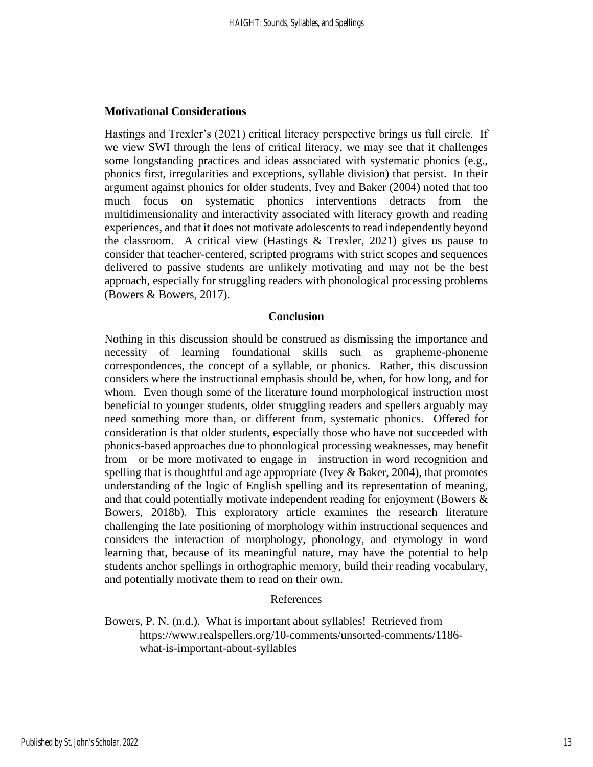### Motivational Considerations

Hastings and Trexler's (2021) critical literacy perspective brings us full circle. If we view SWI through the lens of critical literacy, we may see that it challenges some longstanding practices and ideas associated with systematic phonics (e.g., phonics first, irregularities and exceptions, syllable division) that persist. In their argument against phonics for older students, Ivey and Baker (2004) noted that too much focus on systematic phonics interventions detracts from the multidimensionality and interactivity associated with literacy growth and reading experiences, and that it does not motivate adolescents to read independently beyond the classroom. A critical view (Hastings & Trexler, 2021) gives us pause to consider that teacher-centered, scripted programs with strict scopes and sequences delivered to passive students are unlikely motivating and may not be the best approach, especially for struggling readers with phonological processing problems (Bowers & Bowers, 2017).

## Conclusion

Nothing in this discussion should be construed as dismissing the importance and necessity of learning foundational skills such as grapheme-phoneme correspondences, the concept of a syllable, or phonics. Rather, this discussion considers where the instructional emphasis should be, when, for how long, and for whom. Even though some of the literature found morphological instruction most beneficial to younger students, older struggling readers and spellers arguably may need something more than, or different from, systematic phonics. Offered for consideration is that older students, especially those who have not succeeded with phonics-based approaches due to phonological processing weaknesses, may benefit from—or be more motivated to engage in—instruction in word recognition and spelling that is thoughtful and age appropriate (Ivey & Baker, 2004), that promotes understanding of the logic of English spelling and its representation of meaning, and that could potentially motivate independent reading for enjoyment (Bowers & Bowers, 2018b). This exploratory article examines the research literature challenging the late positioning of morphology within instructional sequences and considers the interaction of morphology, phonology, and etymology in word learning that, because of its meaningful nature, may have the potential to help students anchor spellings in orthographic memory, build their reading vocabulary, and potentially motivate them to read on their own.

## References

Bowers, P. N. (n.d.). What is important about syllables! Retrieved from https://www.realspellers.org/10-comments/unsorted-comments/1186-what-is-important-about-syllables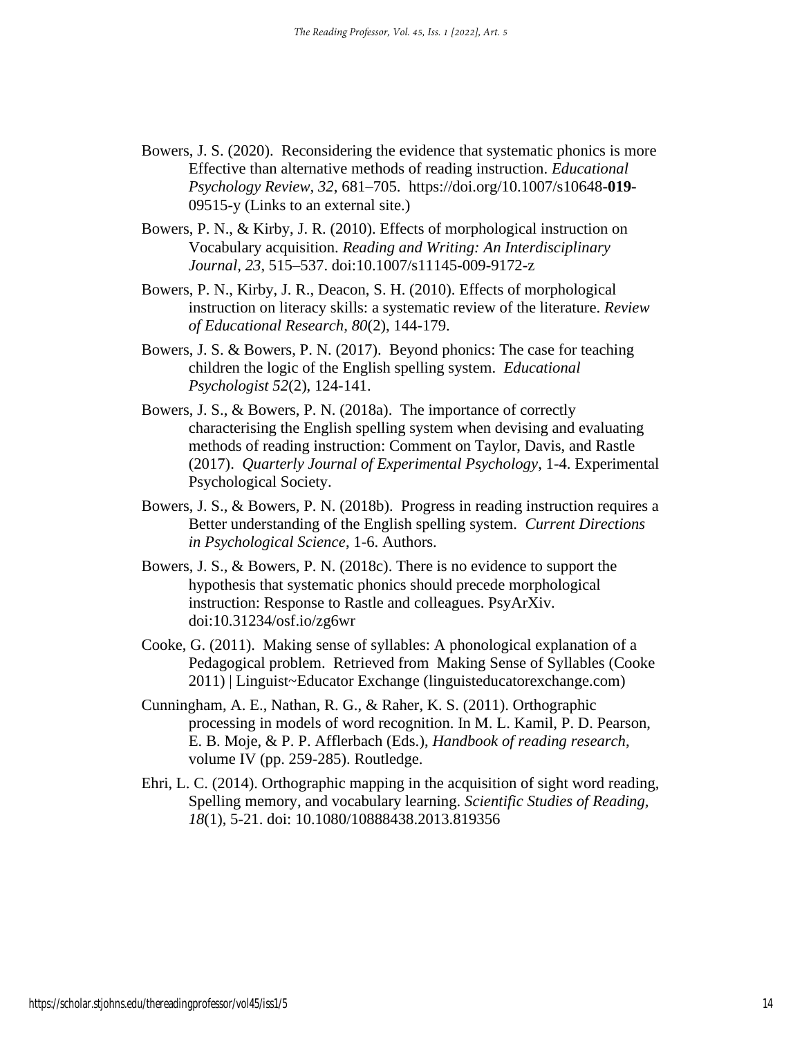Bowers, J. S. (2020). Reconsidering the evidence that systematic phonics is more Effective than alternative methods of reading instruction. *Educational Psychology Review, 32*, 681–705. https://doi.org/10.1007/s10648-**019**-09515-y (Links to an external site.)

Bowers, P. N., & Kirby, J. R. (2010). Effects of morphological instruction on Vocabulary acquisition. *Reading and Writing: An Interdisciplinary Journal, 23*, 515–537. doi:10.1007/s11145-009-9172-z

Bowers, P. N., Kirby, J. R., Deacon, S. H. (2010). Effects of morphological instruction on literacy skills: a systematic review of the literature. *Review of Educational Research, 80*(2), 144-179.

Bowers, J. S. & Bowers, P. N. (2017). Beyond phonics: The case for teaching children the logic of the English spelling system. *Educational Psychologist 52*(2), 124-141.

Bowers, J. S., & Bowers, P. N. (2018a). The importance of correctly characterising the English spelling system when devising and evaluating methods of reading instruction: Comment on Taylor, Davis, and Rastle (2017). *Quarterly Journal of Experimental Psychology*, 1-4. Experimental Psychological Society.

Bowers, J. S., & Bowers, P. N. (2018b). Progress in reading instruction requires a Better understanding of the English spelling system. *Current Directions in Psychological Science*, 1-6. Authors.

Bowers, J. S., & Bowers, P. N. (2018c). There is no evidence to support the hypothesis that systematic phonics should precede morphological instruction: Response to Rastle and colleagues. PsyArXiv. doi:10.31234/osf.io/zg6wr

Cooke, G. (2011). Making sense of syllables: A phonological explanation of a Pedagogical problem. Retrieved from Making Sense of Syllables (Cooke 2011) | Linguist~Educator Exchange (linguisteducatorexchange.com)

Cunningham, A. E., Nathan, R. G., & Raher, K. S. (2011). Orthographic processing in models of word recognition. In M. L. Kamil, P. D. Pearson, E. B. Moje, & P. P. Afflerbach (Eds.), *Handbook of reading research*, volume IV (pp. 259-285). Routledge.

Ehri, L. C. (2014). Orthographic mapping in the acquisition of sight word reading, Spelling memory, and vocabulary learning. *Scientific Studies of Reading, 18*(1), 5-21. doi: 10.1080/10888438.2013.819356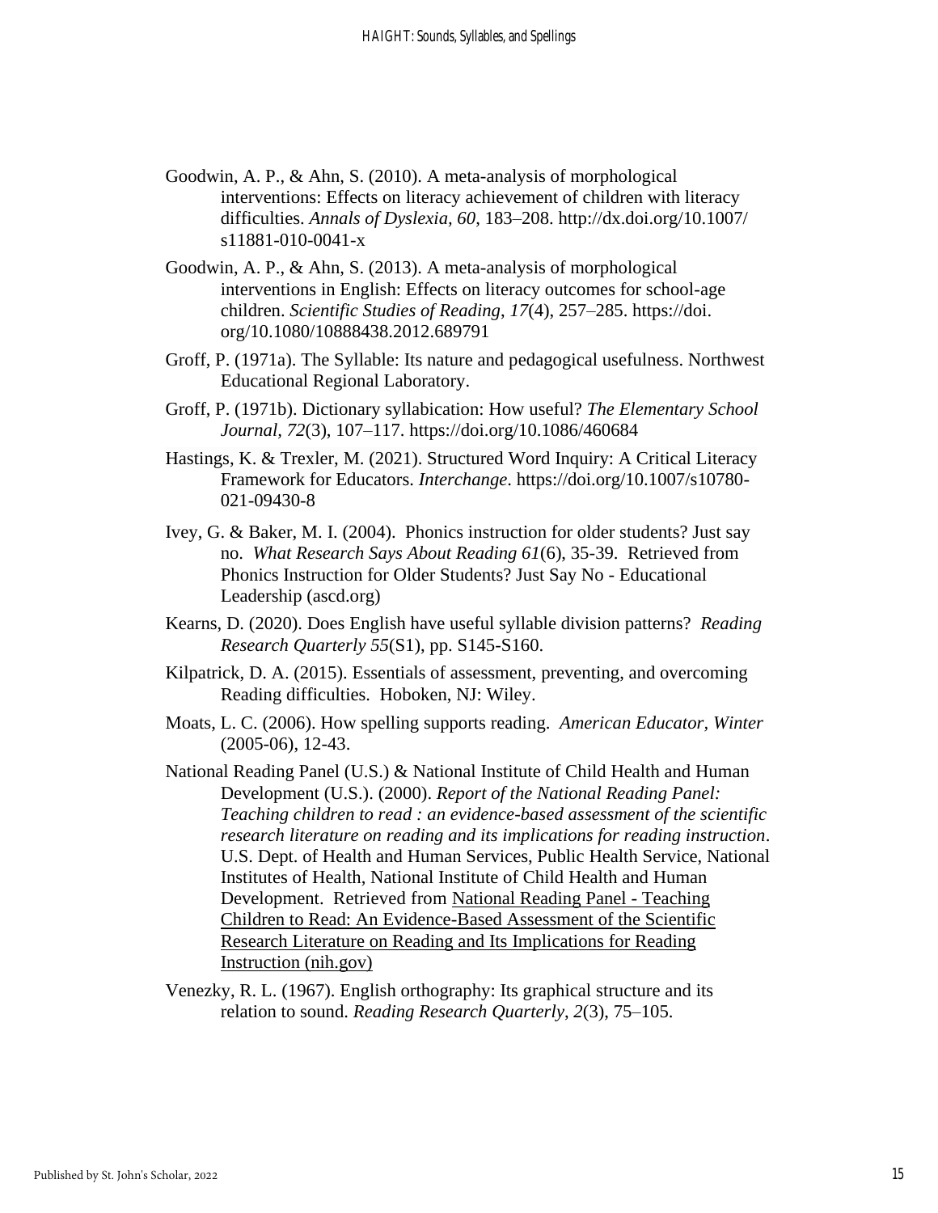Goodwin, A. P., & Ahn, S. (2010). A meta-analysis of morphological interventions: Effects on literacy achievement of children with literacy difficulties. *Annals of Dyslexia, 60*, 183–208. http://dx.doi.org/10.1007/s11881-010-0041-x

Goodwin, A. P., & Ahn, S. (2013). A meta-analysis of morphological interventions in English: Effects on literacy outcomes for school-age children. *Scientific Studies of Reading*, *17*(4), 257–285. https://doi.org/10.1080/10888438.2012.689791

Groff, P. (1971a). The Syllable: Its nature and pedagogical usefulness. Northwest Educational Regional Laboratory.

Groff, P. (1971b). Dictionary syllabication: How useful? *The Elementary School Journal*, *72*(3), 107–117. https://doi.org/10.1086/460684

Hastings, K. & Trexler, M. (2021). Structured Word Inquiry: A Critical Literacy Framework for Educators. *Interchange*. https://doi.org/10.1007/s10780-021-09430-8

Ivey, G. & Baker, M. I. (2004). Phonics instruction for older students? Just say no. *What Research Says About Reading 61*(6), 35-39. Retrieved from Phonics Instruction for Older Students? Just Say No - Educational Leadership (ascd.org)

Kearns, D. (2020). Does English have useful syllable division patterns? *Reading Research Quarterly 55*(S1), pp. S145-S160.

Kilpatrick, D. A. (2015). Essentials of assessment, preventing, and overcoming Reading difficulties. Hoboken, NJ: Wiley.

Moats, L. C. (2006). How spelling supports reading. *American Educator, Winter* (2005-06), 12-43.

National Reading Panel (U.S.) & National Institute of Child Health and Human Development (U.S.). (2000). *Report of the National Reading Panel: Teaching children to read : an evidence-based assessment of the scientific research literature on reading and its implications for reading instruction*. U.S. Dept. of Health and Human Services, Public Health Service, National Institutes of Health, National Institute of Child Health and Human Development. Retrieved from National Reading Panel - Teaching Children to Read: An Evidence-Based Assessment of the Scientific Research Literature on Reading and Its Implications for Reading Instruction (nih.gov)

Venezky, R. L. (1967). English orthography: Its graphical structure and its relation to sound. *Reading Research Quarterly*, *2*(3), 75–105.